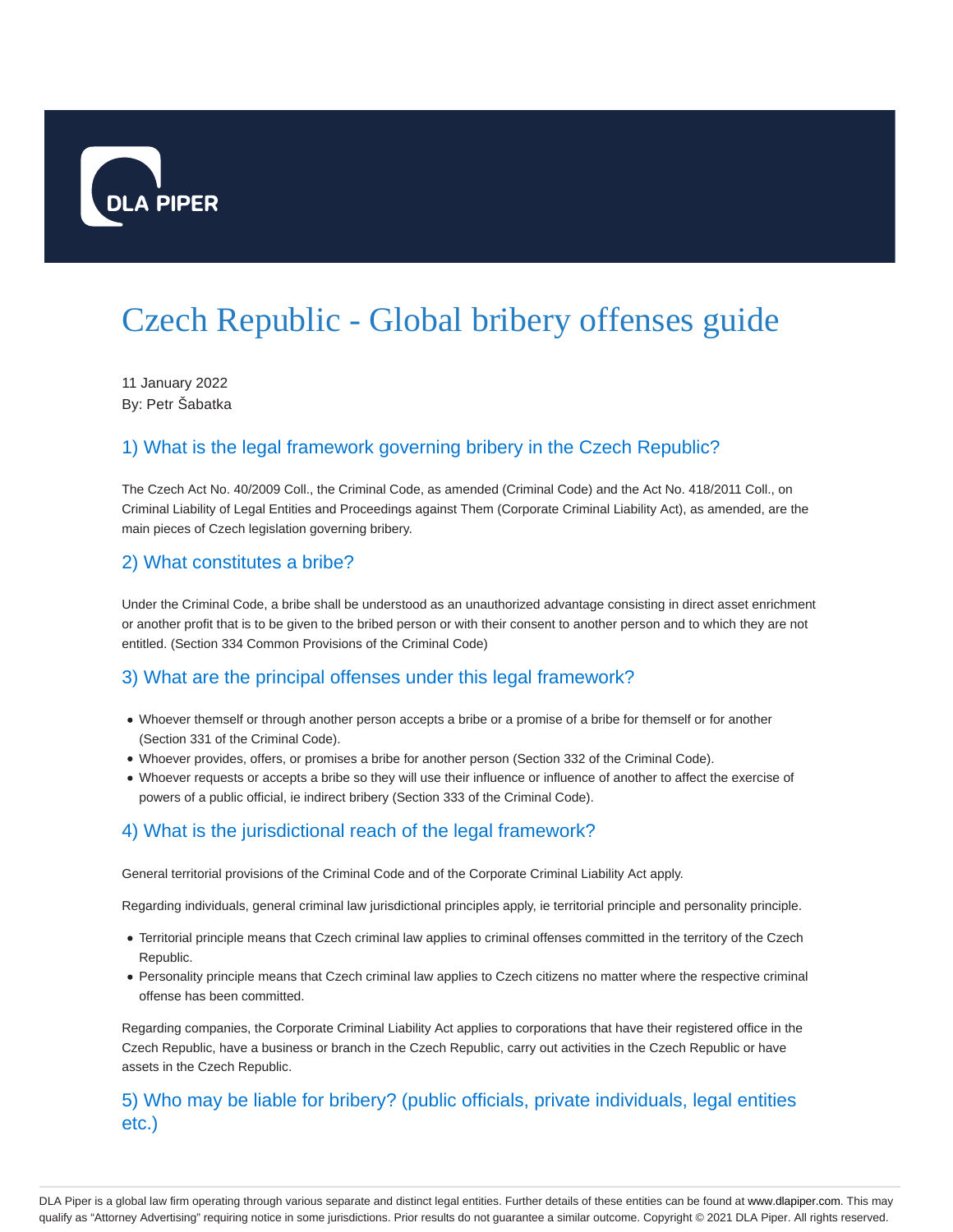# Czech Republic - Global bribery offenses guide

11 January 2022
By: Petr Šabatka

## 1) What is the legal framework governing bribery in the Czech Republic?

The Czech Act No. 40/2009 Coll., the Criminal Code, as amended (Criminal Code) and the Act No. 418/2011 Coll., on Criminal Liability of Legal Entities and Proceedings against Them (Corporate Criminal Liability Act), as amended, are the main pieces of Czech legislation governing bribery.

## 2) What constitutes a bribe?

Under the Criminal Code, a bribe shall be understood as an unauthorized advantage consisting in direct asset enrichment or another profit that is to be given to the bribed person or with their consent to another person and to which they are not entitled. (Section 334 Common Provisions of the Criminal Code)

## 3) What are the principal offenses under this legal framework?

- Whoever themself or through another person accepts a bribe or a promise of a bribe for themself or for another (Section 331 of the Criminal Code).
- Whoever provides, offers, or promises a bribe for another person (Section 332 of the Criminal Code).
- Whoever requests or accepts a bribe so they will use their influence or influence of another to affect the exercise of powers of a public official, ie indirect bribery (Section 333 of the Criminal Code).

## 4) What is the jurisdictional reach of the legal framework?

General territorial provisions of the Criminal Code and of the Corporate Criminal Liability Act apply.

Regarding individuals, general criminal law jurisdictional principles apply, ie territorial principle and personality principle.

- Territorial principle means that Czech criminal law applies to criminal offenses committed in the territory of the Czech Republic.
- Personality principle means that Czech criminal law applies to Czech citizens no matter where the respective criminal offense has been committed.

Regarding companies, the Corporate Criminal Liability Act applies to corporations that have their registered office in the Czech Republic, have a business or branch in the Czech Republic, carry out activities in the Czech Republic or have assets in the Czech Republic.

## 5) Who may be liable for bribery? (public officials, private individuals, legal entities etc.)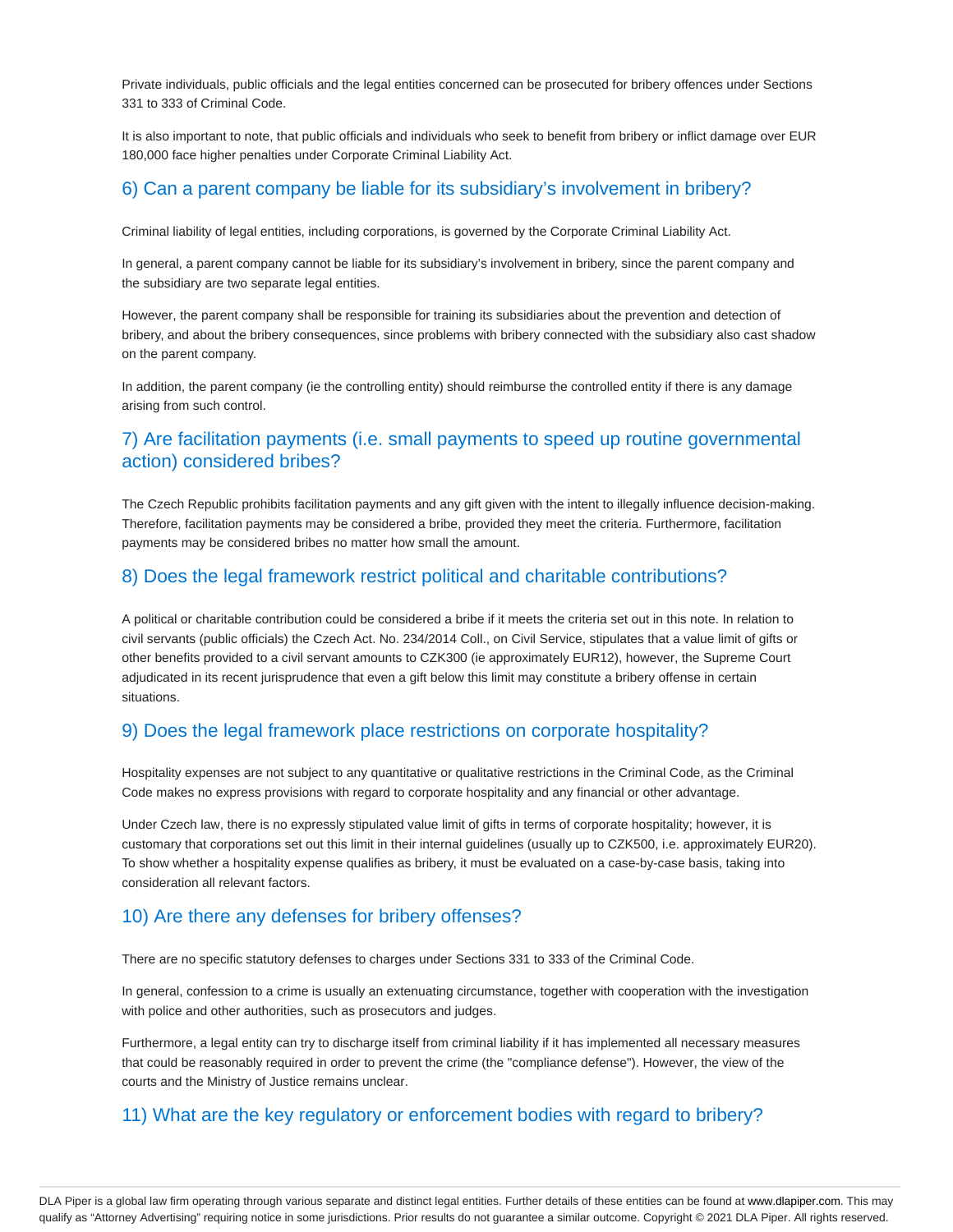Private individuals, public officials and the legal entities concerned can be prosecuted for bribery offences under Sections 331 to 333 of Criminal Code.

It is also important to note, that public officials and individuals who seek to benefit from bribery or inflict damage over EUR 180,000 face higher penalties under Corporate Criminal Liability Act.

## 6) Can a parent company be liable for its subsidiary's involvement in bribery?

Criminal liability of legal entities, including corporations, is governed by the Corporate Criminal Liability Act.

In general, a parent company cannot be liable for its subsidiary's involvement in bribery, since the parent company and the subsidiary are two separate legal entities.

However, the parent company shall be responsible for training its subsidiaries about the prevention and detection of bribery, and about the bribery consequences, since problems with bribery connected with the subsidiary also cast shadow on the parent company.

In addition, the parent company (ie the controlling entity) should reimburse the controlled entity if there is any damage arising from such control.

## 7) Are facilitation payments (i.e. small payments to speed up routine governmental action) considered bribes?

The Czech Republic prohibits facilitation payments and any gift given with the intent to illegally influence decision-making. Therefore, facilitation payments may be considered a bribe, provided they meet the criteria. Furthermore, facilitation payments may be considered bribes no matter how small the amount.

## 8) Does the legal framework restrict political and charitable contributions?

A political or charitable contribution could be considered a bribe if it meets the criteria set out in this note. In relation to civil servants (public officials) the Czech Act. No. 234/2014 Coll., on Civil Service, stipulates that a value limit of gifts or other benefits provided to a civil servant amounts to CZK300 (ie approximately EUR12), however, the Supreme Court adjudicated in its recent jurisprudence that even a gift below this limit may constitute a bribery offense in certain situations.

## 9) Does the legal framework place restrictions on corporate hospitality?

Hospitality expenses are not subject to any quantitative or qualitative restrictions in the Criminal Code, as the Criminal Code makes no express provisions with regard to corporate hospitality and any financial or other advantage.

Under Czech law, there is no expressly stipulated value limit of gifts in terms of corporate hospitality; however, it is customary that corporations set out this limit in their internal guidelines (usually up to CZK500, i.e. approximately EUR20). To show whether a hospitality expense qualifies as bribery, it must be evaluated on a case-by-case basis, taking into consideration all relevant factors.

## 10) Are there any defenses for bribery offenses?

There are no specific statutory defenses to charges under Sections 331 to 333 of the Criminal Code.

In general, confession to a crime is usually an extenuating circumstance, together with cooperation with the investigation with police and other authorities, such as prosecutors and judges.

Furthermore, a legal entity can try to discharge itself from criminal liability if it has implemented all necessary measures that could be reasonably required in order to prevent the crime (the "compliance defense"). However, the view of the courts and the Ministry of Justice remains unclear.

## 11) What are the key regulatory or enforcement bodies with regard to bribery?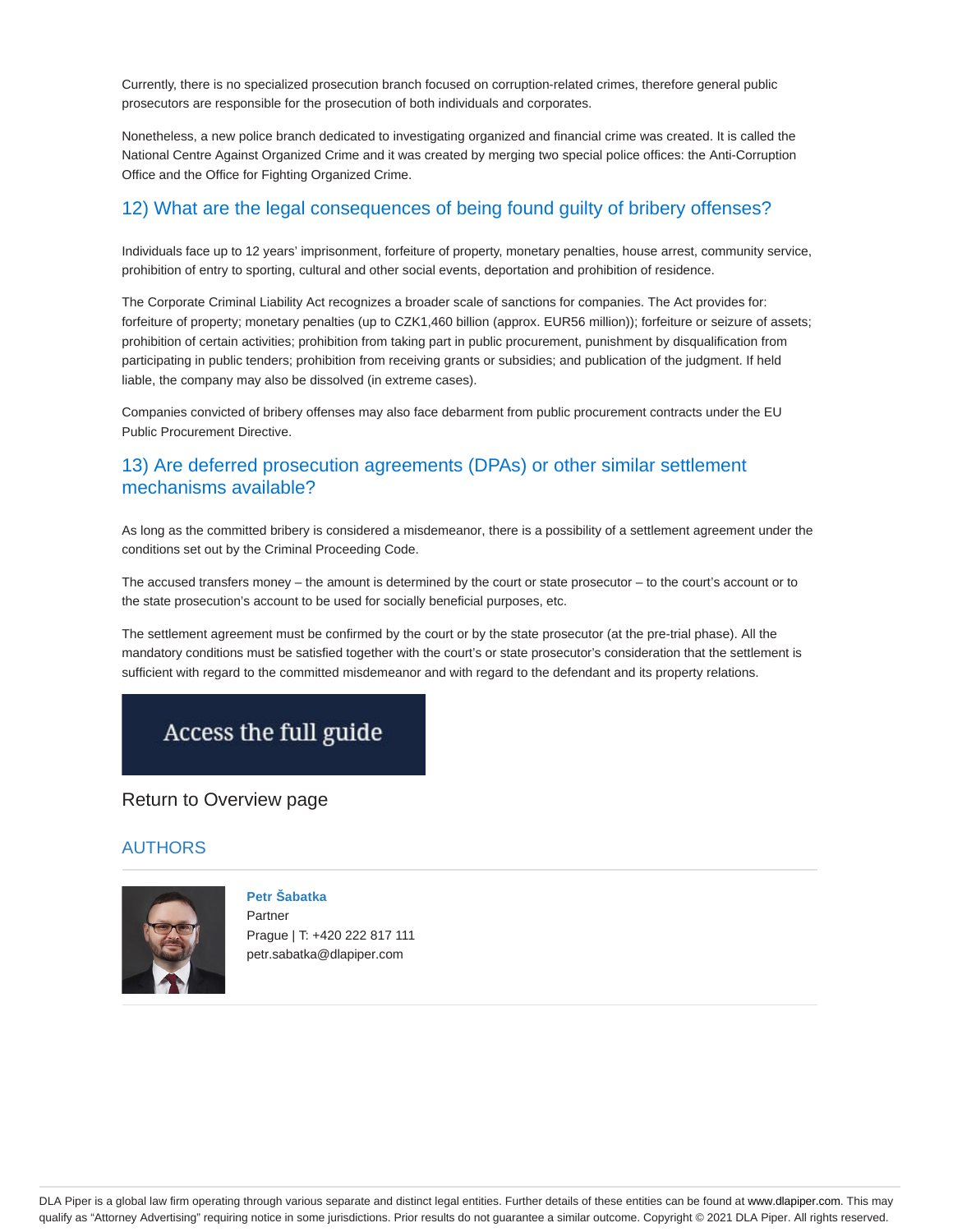Currently, there is no specialized prosecution branch focused on corruption-related crimes, therefore general public prosecutors are responsible for the prosecution of both individuals and corporates.

Nonetheless, a new police branch dedicated to investigating organized and financial crime was created. It is called the National Centre Against Organized Crime and it was created by merging two special police offices: the Anti-Corruption Office and the Office for Fighting Organized Crime.

## 12) What are the legal consequences of being found guilty of bribery offenses?

Individuals face up to 12 years' imprisonment, forfeiture of property, monetary penalties, house arrest, community service, prohibition of entry to sporting, cultural and other social events, deportation and prohibition of residence.

The Corporate Criminal Liability Act recognizes a broader scale of sanctions for companies. The Act provides for: forfeiture of property; monetary penalties (up to CZK1,460 billion (approx. EUR56 million)); forfeiture or seizure of assets; prohibition of certain activities; prohibition from taking part in public procurement, punishment by disqualification from participating in public tenders; prohibition from receiving grants or subsidies; and publication of the judgment. If held liable, the company may also be dissolved (in extreme cases).

Companies convicted of bribery offenses may also face debarment from public procurement contracts under the EU Public Procurement Directive.

## 13) Are deferred prosecution agreements (DPAs) or other similar settlement mechanisms available?

As long as the committed bribery is considered a misdemeanor, there is a possibility of a settlement agreement under the conditions set out by the Criminal Proceeding Code.

The accused transfers money – the amount is determined by the court or state prosecutor – to the court's account or to the state prosecution's account to be used for socially beneficial purposes, etc.

The settlement agreement must be confirmed by the court or by the state prosecutor (at the pre-trial phase). All the mandatory conditions must be satisfied together with the court's or state prosecutor's consideration that the settlement is sufficient with regard to the committed misdemeanor and with regard to the defendant and its property relations.

Access the full guide

Return to Overview page

## AUTHORS

**Petr Šabatka**
Partner
Prague | T: +420 222 817 111
petr.sabatka@dlapiper.com

DLA Piper is a global law firm operating through various separate and distinct legal entities. Further details of these entities can be found at www.dlapiper.com. This may qualify as "Attorney Advertising" requiring notice in some jurisdictions. Prior results do not guarantee a similar outcome. Copyright © 2021 DLA Piper. All rights reserved.